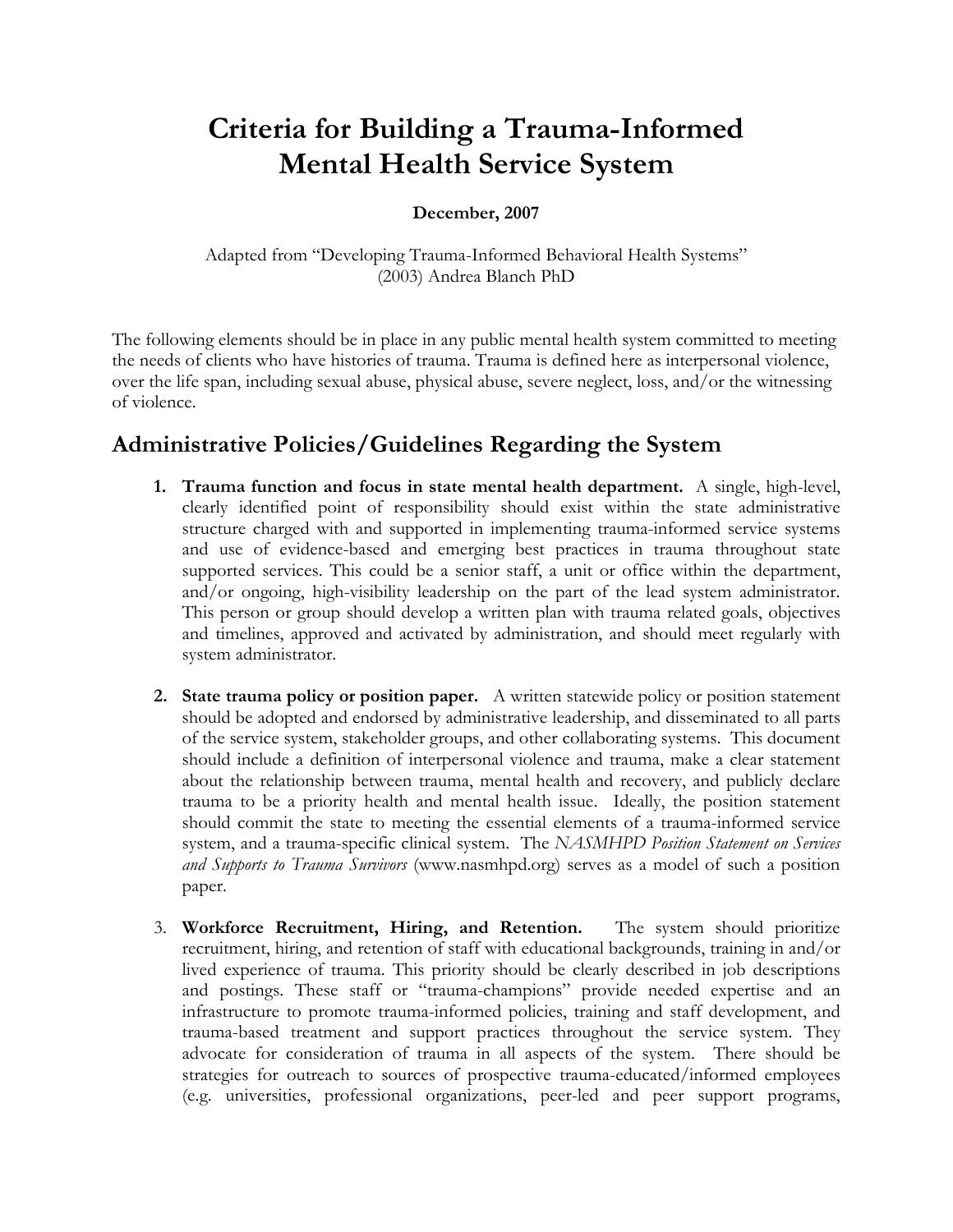# Criteria for Building a Trauma-Informed Mental Health Service System

**December, 2007**

Adapted from "Developing Trauma-Informed Behavioral Health Systems" (2003) Andrea Blanch PhD

The following elements should be in place in any public mental health system committed to meeting the needs of clients who have histories of trauma. Trauma is defined here as interpersonal violence, over the life span, including sexual abuse, physical abuse, severe neglect, loss, and/or the witnessing of violence.

## Administrative Policies/Guidelines Regarding the System

1. **Trauma function and focus in state mental health department.** A single, high-level, clearly identified point of responsibility should exist within the state administrative structure charged with and supported in implementing trauma-informed service systems and use of evidence-based and emerging best practices in trauma throughout state supported services. This could be a senior staff, a unit or office within the department, and/or ongoing, high-visibility leadership on the part of the lead system administrator. This person or group should develop a written plan with trauma related goals, objectives and timelines, approved and activated by administration, and should meet regularly with system administrator.

2. **State trauma policy or position paper.** A written statewide policy or position statement should be adopted and endorsed by administrative leadership, and disseminated to all parts of the service system, stakeholder groups, and other collaborating systems. This document should include a definition of interpersonal violence and trauma, make a clear statement about the relationship between trauma, mental health and recovery, and publicly declare trauma to be a priority health and mental health issue. Ideally, the position statement should commit the state to meeting the essential elements of a trauma-informed service system, and a trauma-specific clinical system. The *NASMHPD Position Statement on Services and Supports to Trauma Survivors* (www.nasmhpd.org) serves as a model of such a position paper.

3. **Workforce Recruitment, Hiring, and Retention.** The system should prioritize recruitment, hiring, and retention of staff with educational backgrounds, training in and/or lived experience of trauma. This priority should be clearly described in job descriptions and postings. These staff or "trauma-champions" provide needed expertise and an infrastructure to promote trauma-informed policies, training and staff development, and trauma-based treatment and support practices throughout the service system. They advocate for consideration of trauma in all aspects of the system. There should be strategies for outreach to sources of prospective trauma-educated/informed employees (e.g. universities, professional organizations, peer-led and peer support programs,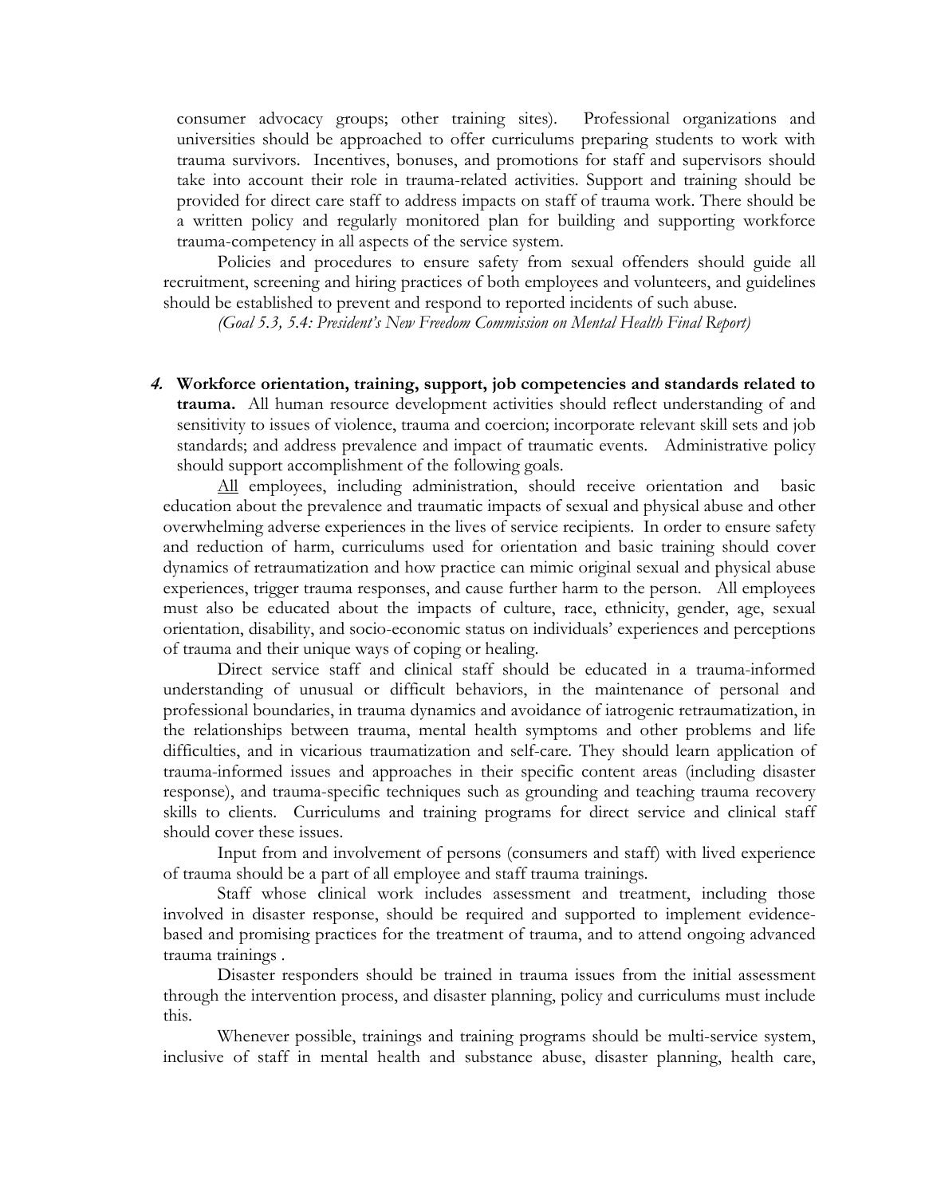consumer advocacy groups; other training sites). Professional organizations and universities should be approached to offer curriculums preparing students to work with trauma survivors. Incentives, bonuses, and promotions for staff and supervisors should take into account their role in trauma-related activities. Support and training should be provided for direct care staff to address impacts on staff of trauma work. There should be a written policy and regularly monitored plan for building and supporting workforce trauma-competency in all aspects of the service system.

Policies and procedures to ensure safety from sexual offenders should guide all recruitment, screening and hiring practices of both employees and volunteers, and guidelines should be established to prevent and respond to reported incidents of such abuse.

*(Goal 5.3, 5.4: President's New Freedom Commission on Mental Health Final Report)*

4. **Workforce orientation, training, support, job competencies and standards related to trauma.** All human resource development activities should reflect understanding of and sensitivity to issues of violence, trauma and coercion; incorporate relevant skill sets and job standards; and address prevalence and impact of traumatic events. Administrative policy should support accomplishment of the following goals.

<u>All</u> employees, including administration, should receive orientation and basic education about the prevalence and traumatic impacts of sexual and physical abuse and other overwhelming adverse experiences in the lives of service recipients. In order to ensure safety and reduction of harm, curriculums used for orientation and basic training should cover dynamics of retraumatization and how practice can mimic original sexual and physical abuse experiences, trigger trauma responses, and cause further harm to the person. All employees must also be educated about the impacts of culture, race, ethnicity, gender, age, sexual orientation, disability, and socio-economic status on individuals' experiences and perceptions of trauma and their unique ways of coping or healing.

Direct service staff and clinical staff should be educated in a trauma-informed understanding of unusual or difficult behaviors, in the maintenance of personal and professional boundaries, in trauma dynamics and avoidance of iatrogenic retraumatization, in the relationships between trauma, mental health symptoms and other problems and life difficulties, and in vicarious traumatization and self-care. They should learn application of trauma-informed issues and approaches in their specific content areas (including disaster response), and trauma-specific techniques such as grounding and teaching trauma recovery skills to clients. Curriculums and training programs for direct service and clinical staff should cover these issues.

Input from and involvement of persons (consumers and staff) with lived experience of trauma should be a part of all employee and staff trauma trainings.

Staff whose clinical work includes assessment and treatment, including those involved in disaster response, should be required and supported to implement evidence-based and promising practices for the treatment of trauma, and to attend ongoing advanced trauma trainings .

Disaster responders should be trained in trauma issues from the initial assessment through the intervention process, and disaster planning, policy and curriculums must include this.

Whenever possible, trainings and training programs should be multi-service system, inclusive of staff in mental health and substance abuse, disaster planning, health care,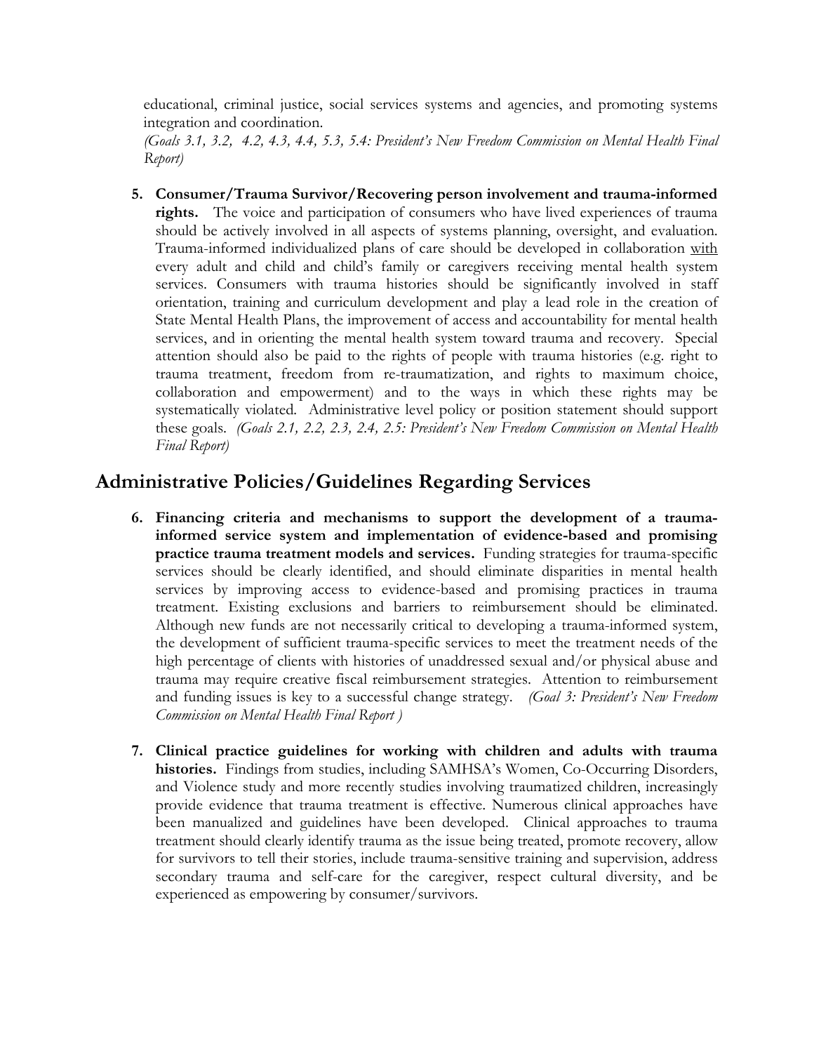educational, criminal justice, social services systems and agencies, and promoting systems integration and coordination.
*(Goals 3.1, 3.2, 4.2, 4.3, 4.4, 5.3, 5.4: President's New Freedom Commission on Mental Health Final Report)*

5. **Consumer/Trauma Survivor/Recovering person involvement and trauma-informed rights.** The voice and participation of consumers who have lived experiences of trauma should be actively involved in all aspects of systems planning, oversight, and evaluation. Trauma-informed individualized plans of care should be developed in collaboration <u>with</u> every adult and child and child's family or caregivers receiving mental health system services. Consumers with trauma histories should be significantly involved in staff orientation, training and curriculum development and play a lead role in the creation of State Mental Health Plans, the improvement of access and accountability for mental health services, and in orienting the mental health system toward trauma and recovery. Special attention should also be paid to the rights of people with trauma histories (e.g. right to trauma treatment, freedom from re-traumatization, and rights to maximum choice, collaboration and empowerment) and to the ways in which these rights may be systematically violated. Administrative level policy or position statement should support these goals. *(Goals 2.1, 2.2, 2.3, 2.4, 2.5: President's New Freedom Commission on Mental Health Final Report)*

## Administrative Policies/Guidelines Regarding Services

6. **Financing criteria and mechanisms to support the development of a trauma-informed service system and implementation of evidence-based and promising practice trauma treatment models and services.** Funding strategies for trauma-specific services should be clearly identified, and should eliminate disparities in mental health services by improving access to evidence-based and promising practices in trauma treatment. Existing exclusions and barriers to reimbursement should be eliminated. Although new funds are not necessarily critical to developing a trauma-informed system, the development of sufficient trauma-specific services to meet the treatment needs of the high percentage of clients with histories of unaddressed sexual and/or physical abuse and trauma may require creative fiscal reimbursement strategies. Attention to reimbursement and funding issues is key to a successful change strategy. *(Goal 3: President's New Freedom Commission on Mental Health Final Report )*

7. **Clinical practice guidelines for working with children and adults with trauma histories.** Findings from studies, including SAMHSA's Women, Co-Occurring Disorders, and Violence study and more recently studies involving traumatized children, increasingly provide evidence that trauma treatment is effective. Numerous clinical approaches have been manualized and guidelines have been developed. Clinical approaches to trauma treatment should clearly identify trauma as the issue being treated, promote recovery, allow for survivors to tell their stories, include trauma-sensitive training and supervision, address secondary trauma and self-care for the caregiver, respect cultural diversity, and be experienced as empowering by consumer/survivors.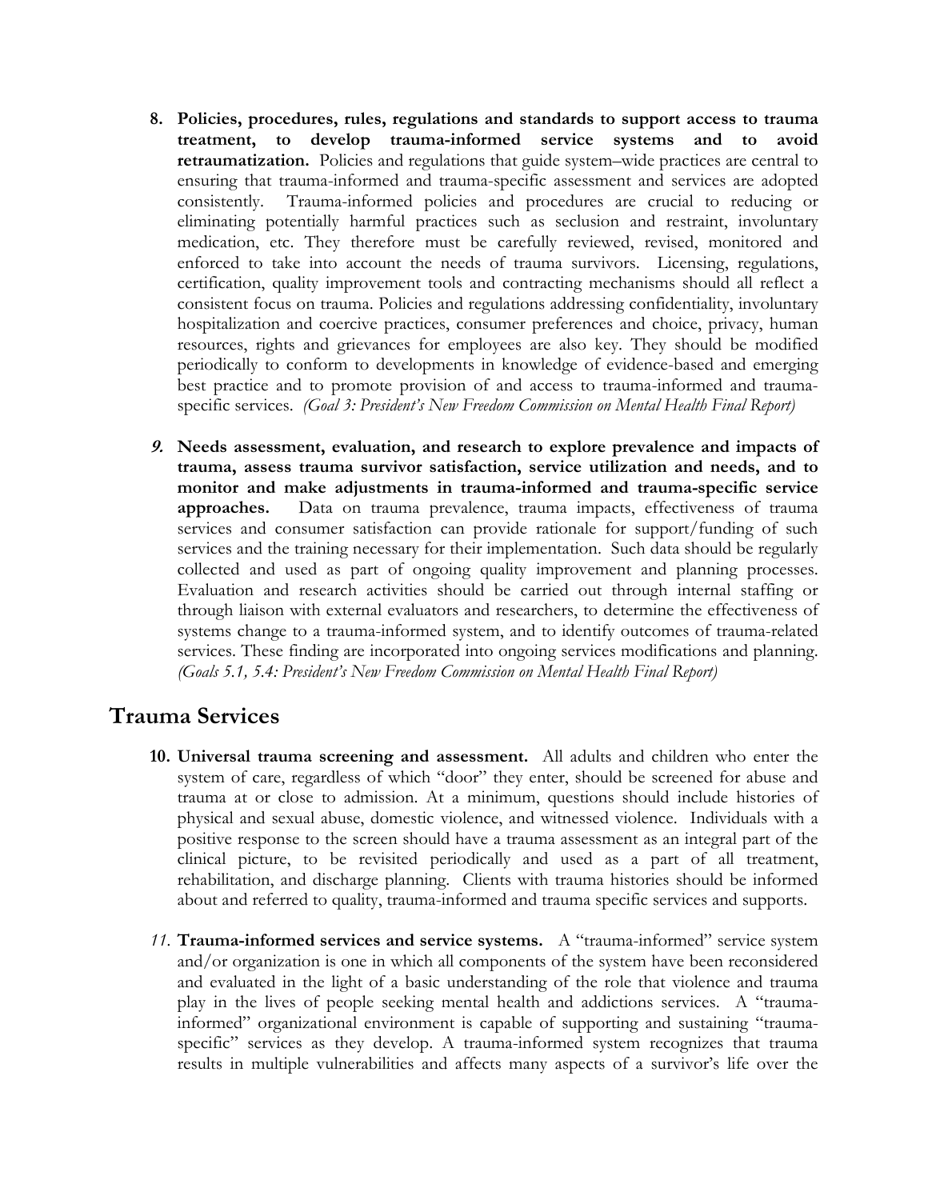8. **Policies, procedures, rules, regulations and standards to support access to trauma treatment, to develop trauma-informed service systems and to avoid retraumatization.** Policies and regulations that guide system–wide practices are central to ensuring that trauma-informed and trauma-specific assessment and services are adopted consistently. Trauma-informed policies and procedures are crucial to reducing or eliminating potentially harmful practices such as seclusion and restraint, involuntary medication, etc. They therefore must be carefully reviewed, revised, monitored and enforced to take into account the needs of trauma survivors. Licensing, regulations, certification, quality improvement tools and contracting mechanisms should all reflect a consistent focus on trauma. Policies and regulations addressing confidentiality, involuntary hospitalization and coercive practices, consumer preferences and choice, privacy, human resources, rights and grievances for employees are also key. They should be modified periodically to conform to developments in knowledge of evidence-based and emerging best practice and to promote provision of and access to trauma-informed and trauma-specific services. *(Goal 3: President's New Freedom Commission on Mental Health Final Report)*

9. **Needs assessment, evaluation, and research to explore prevalence and impacts of trauma, assess trauma survivor satisfaction, service utilization and needs, and to monitor and make adjustments in trauma-informed and trauma-specific service approaches.** Data on trauma prevalence, trauma impacts, effectiveness of trauma services and consumer satisfaction can provide rationale for support/funding of such services and the training necessary for their implementation. Such data should be regularly collected and used as part of ongoing quality improvement and planning processes. Evaluation and research activities should be carried out through internal staffing or through liaison with external evaluators and researchers, to determine the effectiveness of systems change to a trauma-informed system, and to identify outcomes of trauma-related services. These finding are incorporated into ongoing services modifications and planning. *(Goals 5.1, 5.4: President's New Freedom Commission on Mental Health Final Report)*

## Trauma Services

10. **Universal trauma screening and assessment.** All adults and children who enter the system of care, regardless of which "door" they enter, should be screened for abuse and trauma at or close to admission. At a minimum, questions should include histories of physical and sexual abuse, domestic violence, and witnessed violence. Individuals with a positive response to the screen should have a trauma assessment as an integral part of the clinical picture, to be revisited periodically and used as a part of all treatment, rehabilitation, and discharge planning. Clients with trauma histories should be informed about and referred to quality, trauma-informed and trauma specific services and supports.

11. **Trauma-informed services and service systems.** A "trauma-informed" service system and/or organization is one in which all components of the system have been reconsidered and evaluated in the light of a basic understanding of the role that violence and trauma play in the lives of people seeking mental health and addictions services. A "trauma-informed" organizational environment is capable of supporting and sustaining "trauma-specific" services as they develop. A trauma-informed system recognizes that trauma results in multiple vulnerabilities and affects many aspects of a survivor's life over the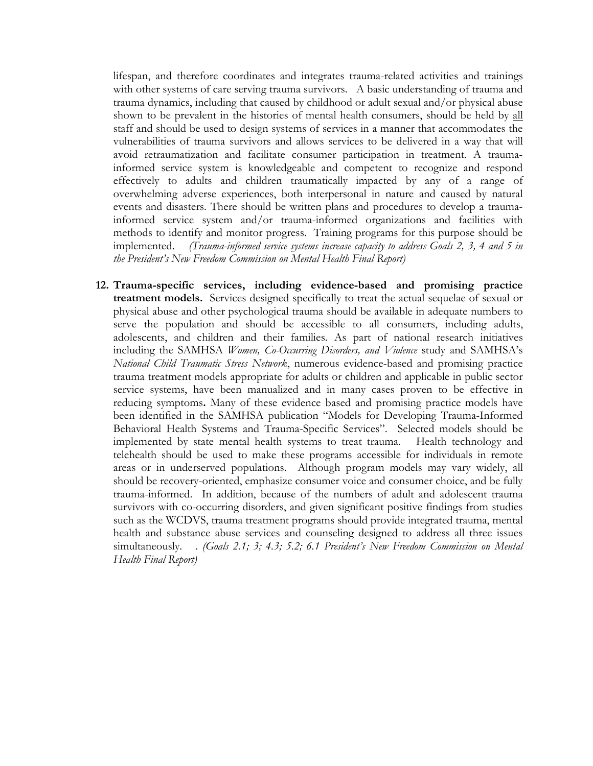lifespan, and therefore coordinates and integrates trauma-related activities and trainings with other systems of care serving trauma survivors. A basic understanding of trauma and trauma dynamics, including that caused by childhood or adult sexual and/or physical abuse shown to be prevalent in the histories of mental health consumers, should be held by <u>all</u> staff and should be used to design systems of services in a manner that accommodates the vulnerabilities of trauma survivors and allows services to be delivered in a way that will avoid retraumatization and facilitate consumer participation in treatment. A trauma-informed service system is knowledgeable and competent to recognize and respond effectively to adults and children traumatically impacted by any of a range of overwhelming adverse experiences, both interpersonal in nature and caused by natural events and disasters. There should be written plans and procedures to develop a trauma-informed service system and/or trauma-informed organizations and facilities with methods to identify and monitor progress. Training programs for this purpose should be implemented. *(Trauma-informed service systems increase capacity to address Goals 2, 3, 4 and 5 in the President's New Freedom Commission on Mental Health Final Report)*

12. **Trauma-specific services, including evidence-based and promising practice treatment models.** Services designed specifically to treat the actual sequelae of sexual or physical abuse and other psychological trauma should be available in adequate numbers to serve the population and should be accessible to all consumers, including adults, adolescents, and children and their families. As part of national research initiatives including the SAMHSA *Women, Co-Occurring Disorders, and Violence* study and SAMHSA's *National Child Traumatic Stress Network*, numerous evidence-based and promising practice trauma treatment models appropriate for adults or children and applicable in public sector service systems, have been manualized and in many cases proven to be effective in reducing symptoms**.** Many of these evidence based and promising practice models have been identified in the SAMHSA publication "Models for Developing Trauma-Informed Behavioral Health Systems and Trauma-Specific Services". Selected models should be implemented by state mental health systems to treat trauma. Health technology and telehealth should be used to make these programs accessible for individuals in remote areas or in underserved populations. Although program models may vary widely, all should be recovery-oriented, emphasize consumer voice and consumer choice, and be fully trauma-informed. In addition, because of the numbers of adult and adolescent trauma survivors with co-occurring disorders, and given significant positive findings from studies such as the WCDVS, trauma treatment programs should provide integrated trauma, mental health and substance abuse services and counseling designed to address all three issues simultaneously. . *(Goals 2.1; 3; 4.3; 5.2; 6.1 President's New Freedom Commission on Mental Health Final Report)*